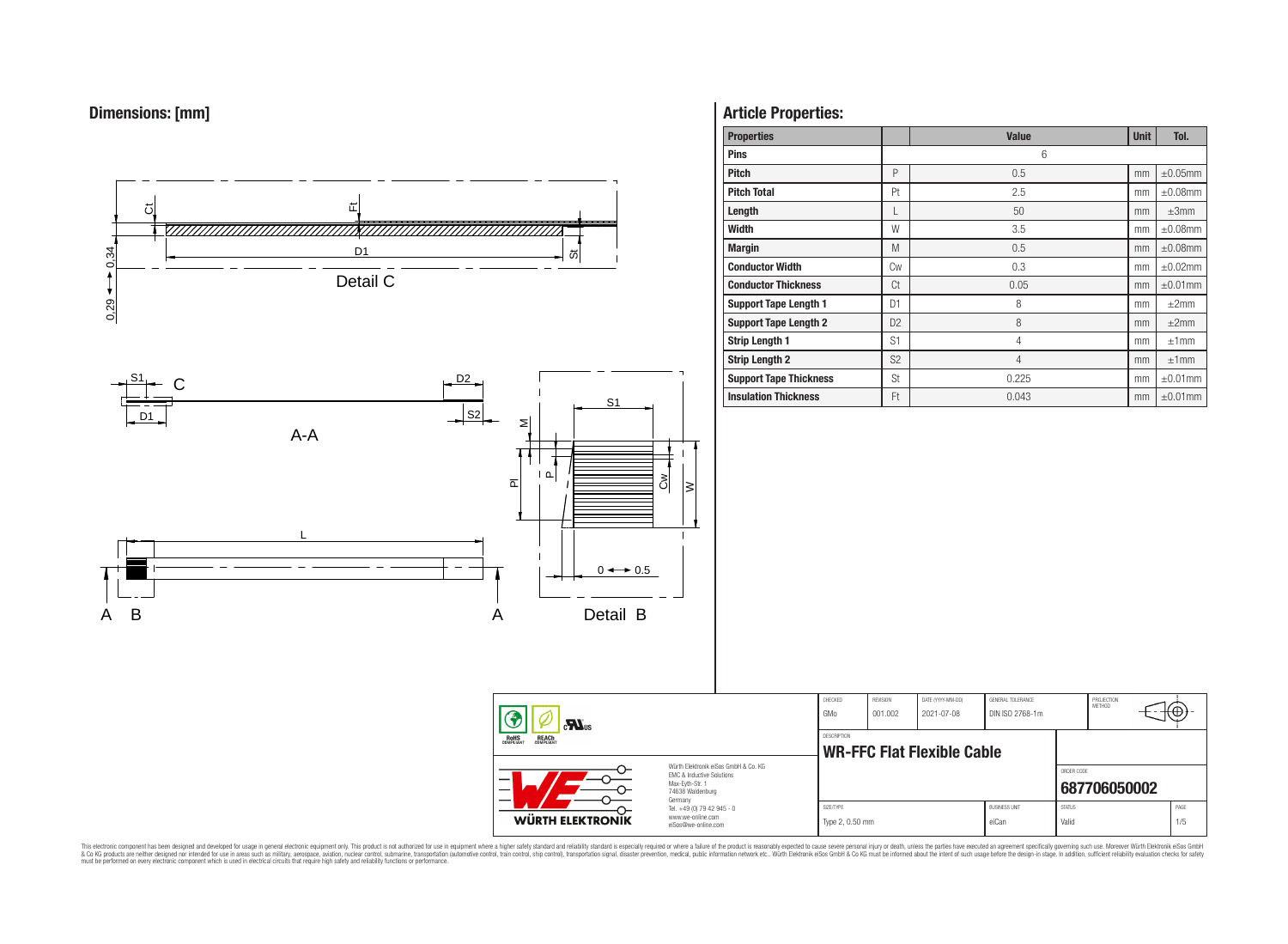## Dimensions: [mm]

Detail C

A-A

Detail B

## Article Properties:

| Properties | | Value | Unit | Tol. |
|---|---|---|---|---|
| Pins | | 6 | | |
| Pitch | P | 0.5 | mm | ±0.05mm |
| Pitch Total | Pt | 2.5 | mm | ±0.08mm |
| Length | L | 50 | mm | ±3mm |
| Width | W | 3.5 | mm | ±0.08mm |
| Margin | M | 0.5 | mm | ±0.08mm |
| Conductor Width | Cw | 0.3 | mm | ±0.02mm |
| Conductor Thickness | Ct | 0.05 | mm | ±0.01mm |
| Support Tape Length 1 | D1 | 8 | mm | ±2mm |
| Support Tape Length 2 | D2 | 8 | mm | ±2mm |
| Strip Length 1 | S1 | 4 | mm | ±1mm |
| Strip Length 2 | S2 | 4 | mm | ±1mm |
| Support Tape Thickness | St | 0.225 | mm | ±0.01mm |
| Insulation Thickness | Ft | 0.043 | mm | ±0.01mm |

| CHECKED | REVISION | DATE (YYYY-MM-DD) | GENERAL TOLERANCE | PROJECTION METHOD |
|---|---|---|---|---|
| GMo | 001.002 | 2021-07-08 | DIN ISO 2768-1m | |

DESCRIPTION: **WR-FFC Flat Flexible Cable**

ORDER CODE: **687706050002**

| SIZE/TYPE | BUSINESS UNIT | STATUS | PAGE |
|---|---|---|---|
| Type 2, 0.50 mm | eiCan | Valid | 1/5 |

Würth Elektronik eiSos GmbH & Co. KG
EMC & Inductive Solutions
Max-Eyth-Str. 1
74638 Waldenburg
Germany
Tel. +49 (0) 79 42 945 - 0
www.we-online.com
eiSos@we-online.com

This electronic component has been designed and developed for usage in general electronic equipment only. This product is not authorized for use in equipment where a higher safety standard and reliability standard is especially required or where a failure of the product is reasonably expected to cause severe personal injury or death, unless the parties have executed an agreement specifically governing such usage. Moreover Würth Elektronik eiSos GmbH & Co KG products are neither designed nor intended for use in areas such as military, aerospace, aviation, nuclear control, submarine, transportation (automotive control, train control, ship control), transportation signal, disaster prevention, medical, public information network etc.. Würth Elektronik eiSos GmbH & Co KG must be informed about the intent of such usage before the design-in stage. In addition, sufficient reliability evaluation checks for safety must be performed on every electronic component which is used in electrical circuits that require high safety and reliability functions or performance.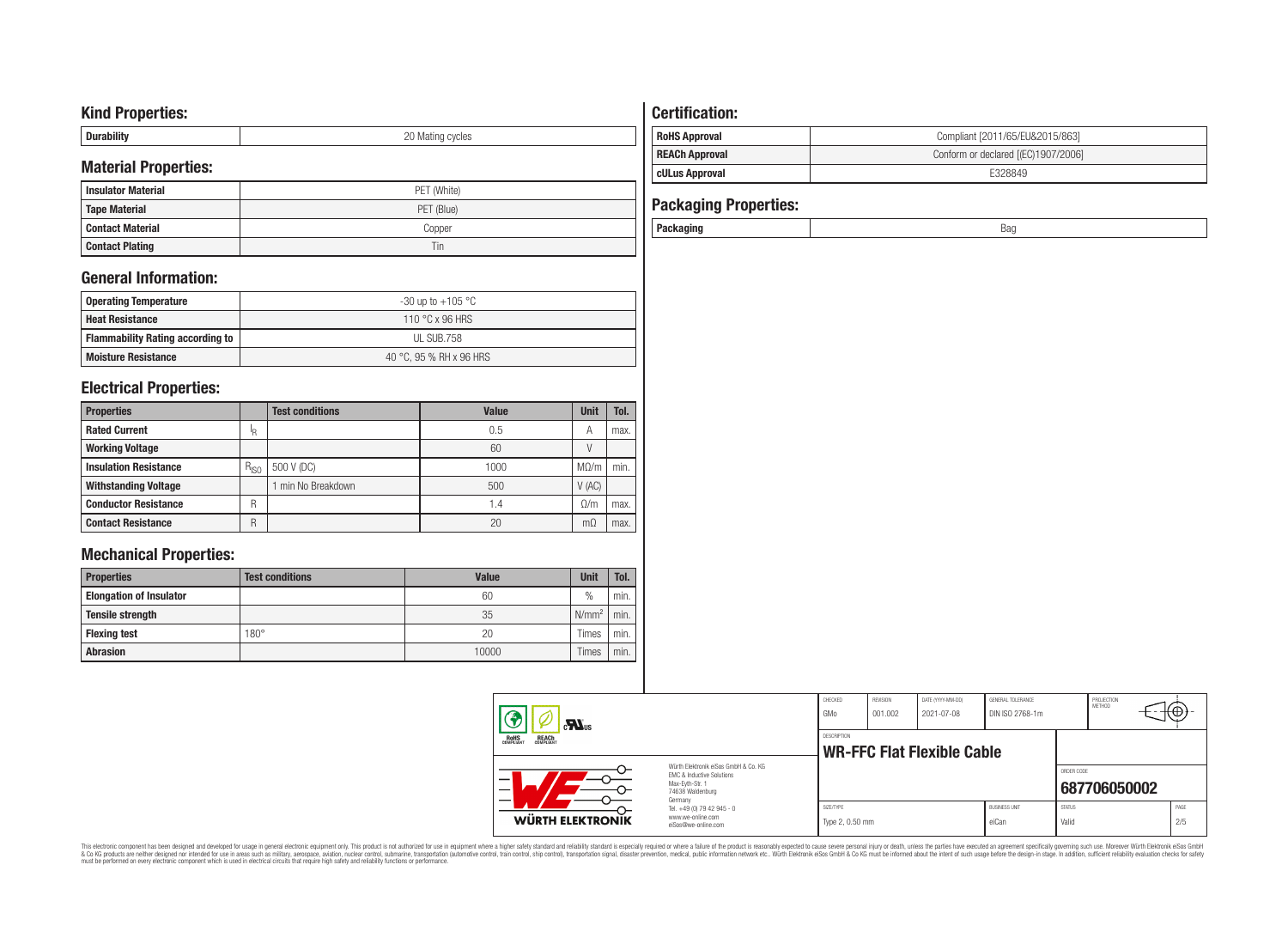## Kind Properties:

| Durability | 20 Mating cycles |
|---|---|

## Material Properties:

| Insulator Material | PET (White) |
|---|---|
| Tape Material | PET (Blue) |
| Contact Material | Copper |
| Contact Plating | Tin |

## General Information:

| Operating Temperature | -30 up to +105 °C |
|---|---|
| Heat Resistance | 110 °C x 96 HRS |
| Flammability Rating according to | UL SUB.758 |
| Moisture Resistance | 40 °C, 95 % RH x 96 HRS |

## Electrical Properties:

| Properties | | Test conditions | Value | Unit | Tol. |
|---|---|---|---|---|---|
| Rated Current | $I_R$ | | 0.5 | A | max. |
| Working Voltage | | | 60 | V | |
| Insulation Resistance | $R_{ISO}$ | 500 V (DC) | 1000 | MΩ/m | min. |
| Withstanding Voltage | | 1 min No Breakdown | 500 | V (AC) | |
| Conductor Resistance | R | | 1.4 | Ω/m | max. |
| Contact Resistance | R | | 20 | mΩ | max. |

## Mechanical Properties:

| Properties | Test conditions | Value | Unit | Tol. |
|---|---|---|---|---|
| Elongation of Insulator | | 60 | % | min. |
| Tensile strength | | 35 | $N/mm^2$ | min. |
| Flexing test | 180° | 20 | Times | min. |
| Abrasion | | 10000 | Times | min. |

## Certification:

| RoHS Approval | Compliant [2011/65/EU&2015/863] |
|---|---|
| REACh Approval | Conform or declared [(EC)1907/2006] |
| cULus Approval | E328849 |

## Packaging Properties:

| Packaging | Bag |
|---|---|

| CHECKED | REVISION | DATE (YYYY-MM-DD) | GENERAL TOLERANCE | PROJECTION METHOD |
|---|---|---|---|---|
| GMo | 001.002 | 2021-07-08 | DIN ISO 2768-1m | |

DESCRIPTION
**WR-FFC Flat Flexible Cable**

ORDER CODE
**687706050002**

| SIZE/TYPE | BUSINESS UNIT | STATUS | PAGE |
|---|---|---|---|
| Type 2, 0.50 mm | eiCan | Valid | 2/5 |

Würth Elektronik eiSos GmbH & Co. KG
EMC & Inductive Solutions
Max-Eyth-Str. 1
74638 Waldenburg
Germany
Tel. +49 (0) 79 42 945 - 0
www.we-online.com
eiSos@we-online.com

WÜRTH ELEKTRONIK

This electronic component has been designed and developed for usage in general electronic equipment only. This product is not authorized for use in equipment where a higher safety standard and reliability standard is especially required or where a failure of the product is reasonably expected to cause severe personal injury or death, unless the parties have executed an agreement specifically governing such use. Moreover Würth Elektronik eiSos GmbH & Co KG products are neither designed nor intended for use in areas such as military, aerospace, aviation, nuclear control, submarine, transportation (automotive control, train control, ship control), transportation signal, disaster prevention, medical, public information network etc.. Würth Elektronik eiSos GmbH & Co KG must be informed about the intent of such usage before the design-in stage. In addition, sufficient reliability evaluation checks for safety must be performed on every electronic component which is used in electrical circuits that require high safety and reliability functions or performance.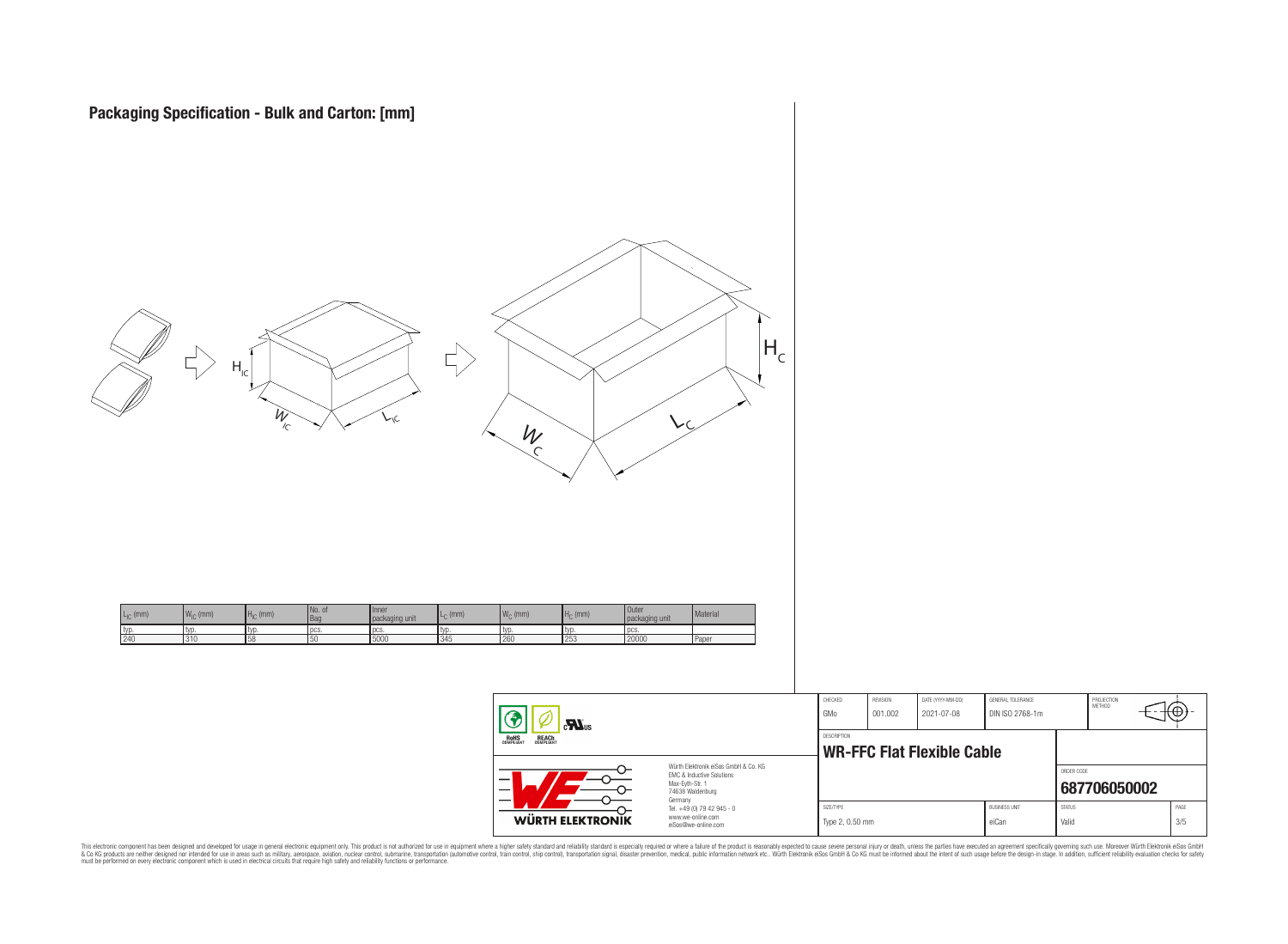# Packaging Specification - Bulk and Carton: [mm]

| $L_{IC}$ (mm) | $W_{IC}$ (mm) | $H_{IC}$ (mm) | No. of Bag | Inner packaging unit | $L_C$ (mm) | $W_C$ (mm) | $H_C$ (mm) | Outer packaging unit | Material |
|---|---|---|---|---|---|---|---|---|---|
| typ. | typ. | typ. | pcs. | pcs. | typ. | typ. | typ. | pcs. | |
| 240 | 310 | 58 | 50 | 5000 | 345 | 260 | 253 | 20000 | Paper |

| CHECKED | REVISION | DATE (YYYY-MM-DD) | GENERAL TOLERANCE | PROJECTION METHOD |
|---|---|---|---|---|
| GMo | 001.002 | 2021-07-08 | DIN ISO 2768-1m | |

DESCRIPTION: **WR-FFC Flat Flexible Cable**

ORDER CODE: **687706050002**

| SIZE/TYPE | BUSINESS UNIT | STATUS | PAGE |
|---|---|---|---|
| Type 2, 0.50 mm | eiCan | Valid | 3/5 |

Würth Elektronik eiSos GmbH & Co. KG
EMC & Inductive Solutions
Max-Eyth-Str. 1
74638 Waldenburg
Germany
Tel. +49 (0) 79 42 945 - 0
www.we-online.com
eiSos@we-online.com

This electronic component has been designed and developed for usage in general electronic equipment only. This product is not authorized for use in equipment where a higher safety standard and reliability standard is especially required or where a failure of the product is reasonably expected to cause severe personal injury or death, unless the parties have executed an agreement specifically governing such use. Moreover Würth Elektronik eiSos GmbH & Co KG products are neither designed nor intended for use in areas such as military, aerospace, aviation, nuclear control, submarine, transportation (automotive control, train control, ship control), transportation signal, disaster prevention, medical, public information network etc.. Würth Elektronik eiSos GmbH & Co KG must be informed about the intent of such usage before the design-in stage. In addition, sufficient reliability evaluation checks for safety must be performed on every electronic component which is used in electrical circuits that require high safety and reliability functions or performance.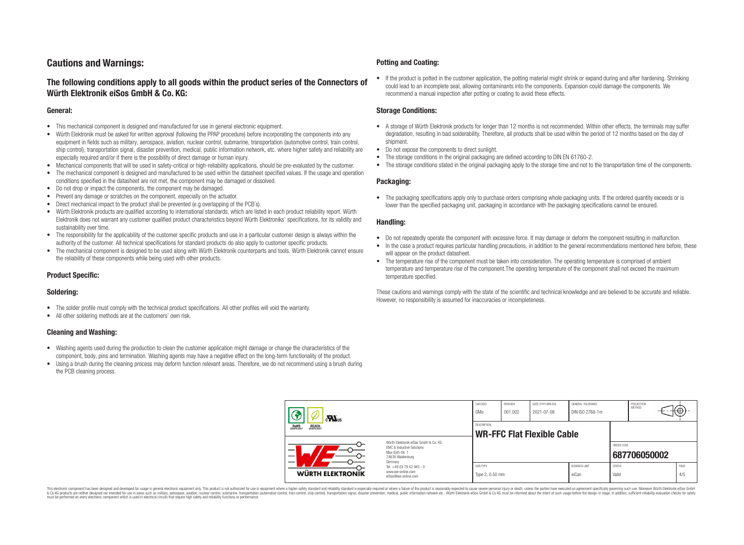# Cautions and Warnings:

## The following conditions apply to all goods within the product series of the Connectors of Würth Elektronik eiSos GmbH & Co. KG:

### General:

- This mechanical component is designed and manufactured for use in general electronic equipment.
- Würth Elektronik must be asked for written approval (following the PPAP procedure) before incorporating the components into any equipment in fields such as military, aerospace, aviation, nuclear control, submarine, transportation (automotive control, train control, ship control), transportation signal, disaster prevention, medical, public information network, etc. where higher safety and reliability are especially required and/or if there is the possibility of direct damage or human injury.
- Mechanical components that will be used in safety-critical or high-reliability applications, should be pre-evaluated by the customer.
- The mechanical component is designed and manufactured to be used within the datasheet specified values. If the usage and operation conditions specified in the datasheet are not met, the component may be damaged or dissolved.
- Do not drop or impact the components, the component may be damaged.
- Prevent any damage or scratches on the component, especially on the actuator.
- Direct mechanical impact to the product shall be prevented (e.g overlapping of the PCB's).
- Würth Elektronik products are qualified according to international standards, which are listed in each product reliability report. Würth Elektronik does not warrant any customer qualified product characteristics beyond Würth Elektroniks' specifications, for its validity and sustainability over time.
- The responsibility for the applicability of the customer specific products and use in a particular customer design is always within the authority of the customer. All technical specifications for standard products do also apply to customer specific products.
- The mechanical component is designed to be used along with Würth Elektronik counterparts and tools. Würth Elektronik cannot ensure the reliability of these components while being used with other products.

### Product Specific:

### Soldering:

- The solder profile must comply with the technical product specifications. All other profiles will void the warranty.
- All other soldering methods are at the customers' own risk.

### Cleaning and Washing:

- Washing agents used during the production to clean the customer application might damage or change the characteristics of the component, body, pins and termination. Washing agents may have a negative effect on the long-term functionality of the product.
- Using a brush during the cleaning process may deform function relevant areas. Therefore, we do not recommend using a brush during the PCB cleaning process.

### Potting and Coating:

- If the product is potted in the customer application, the potting material might shrink or expand during and after hardening. Shrinking could lead to an incomplete seal, allowing contaminants into the components. Expansion could damage the components. We recommend a manual inspection after potting or coating to avoid these effects.

### Storage Conditions:

- A storage of Würth Elektronik products for longer than 12 months is not recommended. Within other effects, the terminals may suffer degradation, resulting in bad solderability. Therefore, all products shall be used within the period of 12 months based on the day of shipment.
- Do not expose the components to direct sunlight.
- The storage conditions in the original packaging are defined according to DIN EN 61760-2.
- The storage conditions stated in the original packaging apply to the storage time and not to the transportation time of the components.

### Packaging:

- The packaging specifications apply only to purchase orders comprising whole packaging units. If the ordered quantity exceeds or is lower than the specified packaging unit, packaging in accordance with the packaging specifications cannot be ensured.

### Handling:

- Do not repeatedly operate the component with excessive force. It may damage or deform the component resulting in malfunction.
- In the case a product requires particular handling precautions, in addition to the general recommendations mentioned here before, these will appear on the product datasheet.
- The temperature rise of the component must be taken into consideration. The operating temperature is comprised of ambient temperature and temperature rise of the component.The operating temperature of the component shall not exceed the maximum temperature specified.

These cautions and warnings comply with the state of the scientific and technical knowledge and are believed to be accurate and reliable. However, no responsibility is assumed for inaccuracies or incompleteness.

| CHECKED | REVISION | DATE (YYYY-MM-DD) | GENERAL TOLERANCE | PROJECTION METHOD |
|---|---|---|---|---|
| GMo | 001.002 | 2021-07-08 | DIN ISO 2768-1m | |

DESCRIPTION: **WR-FFC Flat Flexible Cable**

ORDER CODE: **687706050002**

| SIZE/TYPE | BUSINESS UNIT | STATUS | PAGE |
|---|---|---|---|
| Type 2, 0.50 mm | eiCan | Valid | 4/5 |

Würth Elektronik eiSos GmbH & Co. KG
EMC & Inductive Solutions
Max-Eyth-Str. 1
74638 Waldenburg
Germany
Tel. +49 (0) 79 42 945 - 0
www.we-online.com
eiSos@we-online.com

This electronic component has been designed and developed for usage in general electronic equipment only. This product is not authorized for use in equipment where a higher safety standard and reliability standard is especially required or where a failure of the product is reasonably expected to cause severe personal injury or death, unless the parties have executed an agreement specifically governing such use. Moreover Würth Elektronik eiSos GmbH & Co KG products are neither designed nor intended for use in areas such as military, aerospace, aviation, nuclear control, submarine, transportation (automotive control, train control, ship control), transportation signal, disaster prevention, medical, public information network etc.. Würth Elektronik eiSos GmbH & Co KG must be informed about the intent of such usage before the design-in stage. In addition, sufficient reliability evaluation checks for safety must be performed on every electronic component which is used in electrical circuits that require high safety and reliability functions or performance.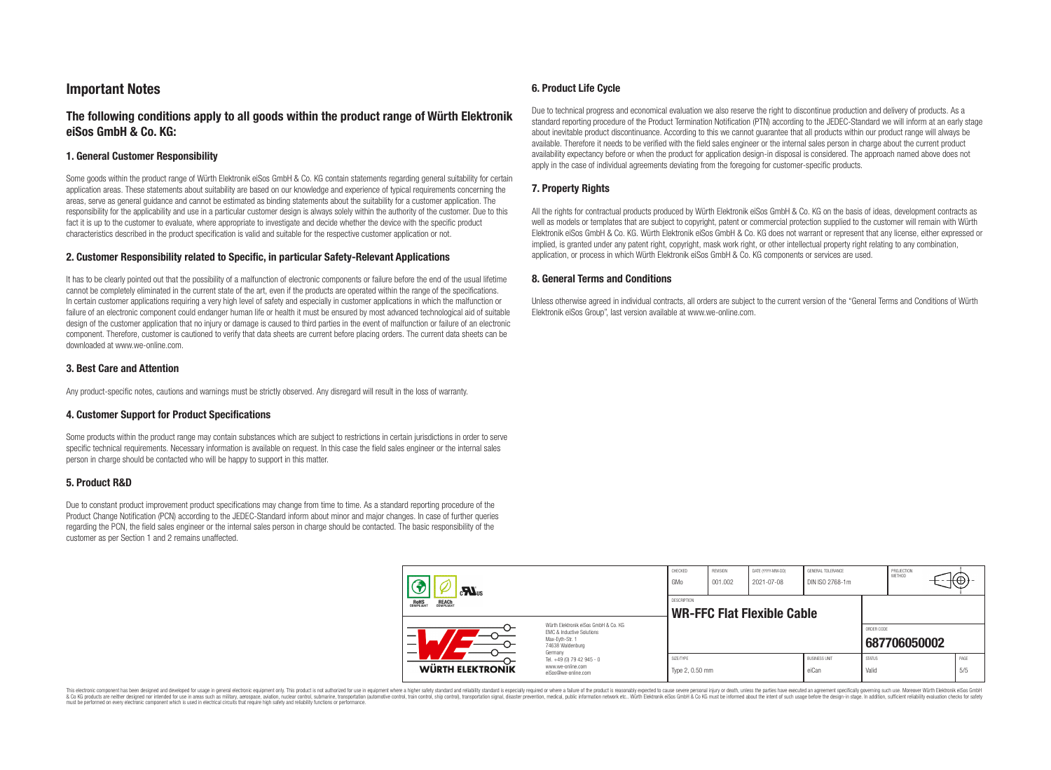# Important Notes

## The following conditions apply to all goods within the product range of Würth Elektronik eiSos GmbH & Co. KG:

### 1. General Customer Responsibility

Some goods within the product range of Würth Elektronik eiSos GmbH & Co. KG contain statements regarding general suitability for certain application areas. These statements about suitability are based on our knowledge and experience of typical requirements concerning the areas, serve as general guidance and cannot be estimated as binding statements about the suitability for a customer application. The responsibility for the applicability and use in a particular customer design is always solely within the authority of the customer. Due to this fact it is up to the customer to evaluate, where appropriate to investigate and decide whether the device with the specific product characteristics described in the product specification is valid and suitable for the respective customer application or not.

### 2. Customer Responsibility related to Specific, in particular Safety-Relevant Applications

It has to be clearly pointed out that the possibility of a malfunction of electronic components or failure before the end of the usual lifetime cannot be completely eliminated in the current state of the art, even if the products are operated within the range of the specifications. In certain customer applications requiring a very high level of safety and especially in customer applications in which the malfunction or failure of an electronic component could endanger human life or health it must be ensured by most advanced technological aid of suitable design of the customer application that no injury or damage is caused to third parties in the event of malfunction or failure of an electronic component. Therefore, customer is cautioned to verify that data sheets are current before placing orders. The current data sheets can be downloaded at www.we-online.com.

### 3. Best Care and Attention

Any product-specific notes, cautions and warnings must be strictly observed. Any disregard will result in the loss of warranty.

### 4. Customer Support for Product Specifications

Some products within the product range may contain substances which are subject to restrictions in certain jurisdictions in order to serve specific technical requirements. Necessary information is available on request. In this case the field sales engineer or the internal sales person in charge should be contacted who will be happy to support in this matter.

### 5. Product R&D

Due to constant product improvement product specifications may change from time to time. As a standard reporting procedure of the Product Change Notification (PCN) according to the JEDEC-Standard inform about minor and major changes. In case of further queries regarding the PCN, the field sales engineer or the internal sales person in charge should be contacted. The basic responsibility of the customer as per Section 1 and 2 remains unaffected.

### 6. Product Life Cycle

Due to technical progress and economical evaluation we also reserve the right to discontinue production and delivery of products. As a standard reporting procedure of the Product Termination Notification (PTN) according to the JEDEC-Standard we will inform at an early stage about inevitable product discontinuance. According to this we cannot guarantee that all products within our product range will always be available. Therefore it needs to be verified with the field sales engineer or the internal sales person in charge about the current product availability expectancy before or when the product for application design-in disposal is considered. The approach named above does not apply in the case of individual agreements deviating from the foregoing for customer-specific products.

### 7. Property Rights

All the rights for contractual products produced by Würth Elektronik eiSos GmbH & Co. KG on the basis of ideas, development contracts as well as models or templates that are subject to copyright, patent or commercial protection supplied to the customer will remain with Würth Elektronik eiSos GmbH & Co. KG. Würth Elektronik eiSos GmbH & Co. KG does not warrant or represent that any license, either expressed or implied, is granted under any patent right, copyright, mask work right, or other intellectual property right relating to any combination, application, or process in which Würth Elektronik eiSos GmbH & Co. KG components or services are used.

### 8. General Terms and Conditions

Unless otherwise agreed in individual contracts, all orders are subject to the current version of the "General Terms and Conditions of Würth Elektronik eiSos Group", last version available at www.we-online.com.

| CHECKED | REVISION | DATE (YYYY-MM-DD) | GENERAL TOLERANCE | PROJECTION METHOD |
|---|---|---|---|---|
| GMo | 001.002 | 2021-07-08 | DIN ISO 2768-1m | |

DESCRIPTION: **WR-FFC Flat Flexible Cable**

ORDER CODE: **687706050002**

| SIZE/TYPE | BUSINESS UNIT | STATUS | PAGE |
|---|---|---|---|
| Type 2, 0.50 mm | eiCan | Valid | 5/5 |

Würth Elektronik eiSos GmbH & Co. KG
EMC & Inductive Solutions
Max-Eyth-Str. 1
74638 Waldenburg
Germany
Tel. +49 (0) 79 42 945 - 0
www.we-online.com
eiSos@we-online.com

WÜRTH ELEKTRONIK

This electronic component has been designed and developed for usage in general electronic equipment only. This product is not authorized for use in equipment where a higher safety standard and reliability standard is especially required or where a failure of the product is reasonably expected to cause severe personal injury or death, unless the parties have executed an agreement specifically governing such use. Moreover Würth Elektronik eiSos GmbH & Co KG products are neither designed nor intended for use in areas such as military, aerospace, aviation, nuclear control, submarine, transportation (automotive control, train control, ship control), transportation signal, disaster prevention, medical, public information network etc.. Würth Elektronik eiSos GmbH & Co KG must be informed about the intent of such usage before the design-in stage. In addition, sufficient reliability evaluation checks for safety must be performed on every electronic component which is used in electrical circuits that require high safety and reliability functions or performance.